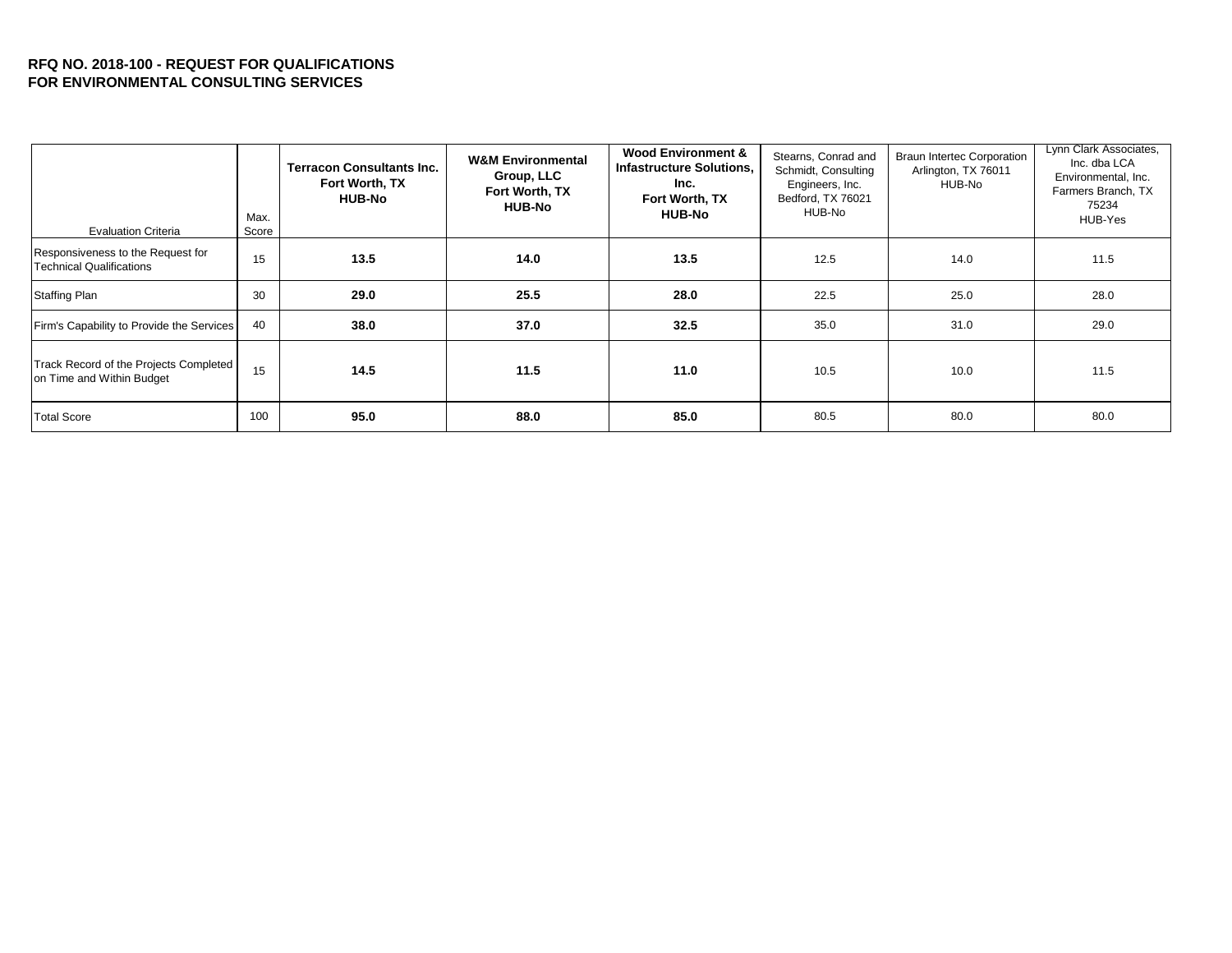**RFQ NO. 2018-100 - REQUEST FOR QUALIFICATIONS FOR ENVIRONMENTAL CONSULTING SERVICES**

| Evaluation Criteria | Max. Score | **Terracon Consultants Inc. Fort Worth, TX HUB-No** | **W&M Environmental Group, LLC Fort Worth, TX HUB-No** | **Wood Environment & Infastructure Solutions, Inc. Fort Worth, TX HUB-No** | Stearns, Conrad and Schmidt, Consulting Engineers, Inc. Bedford, TX 76021 HUB-No | Braun Intertec Corporation Arlington, TX 76011 HUB-No | Lynn Clark Associates, Inc. dba LCA Environmental, Inc. Farmers Branch, TX 75234 HUB-Yes |
|---|---|---|---|---|---|---|---|
| Responsiveness to the Request for Technical Qualifications | 15 | **13.5** | **14.0** | **13.5** | 12.5 | 14.0 | 11.5 |
| Staffing Plan | 30 | **29.0** | **25.5** | **28.0** | 22.5 | 25.0 | 28.0 |
| Firm's Capability to Provide the Services | 40 | **38.0** | **37.0** | **32.5** | 35.0 | 31.0 | 29.0 |
| Track Record of the Projects Completed on Time and Within Budget | 15 | **14.5** | **11.5** | **11.0** | 10.5 | 10.0 | 11.5 |
| Total Score | 100 | **95.0** | **88.0** | **85.0** | 80.5 | 80.0 | 80.0 |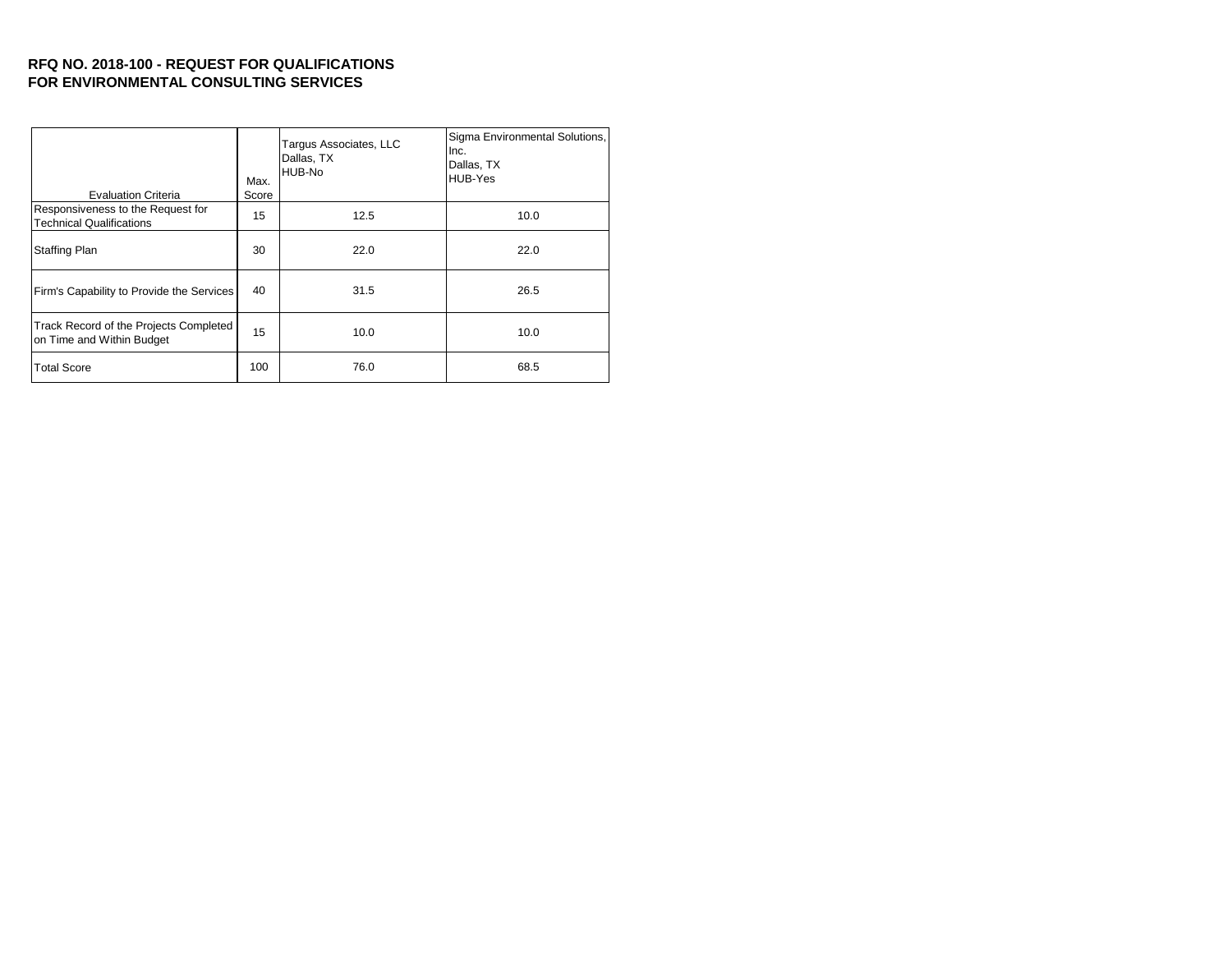**RFQ NO. 2018-100 - REQUEST FOR QUALIFICATIONS**
**FOR ENVIRONMENTAL CONSULTING SERVICES**

| Evaluation Criteria | Max. Score | Targus Associates, LLC<br>Dallas, TX<br>HUB-No | Sigma Environmental Solutions, Inc.<br>Dallas, TX<br>HUB-Yes |
|---|---|---|---|
| Responsiveness to the Request for Technical Qualifications | 15 | 12.5 | 10.0 |
| Staffing Plan | 30 | 22.0 | 22.0 |
| Firm's Capability to Provide the Services | 40 | 31.5 | 26.5 |
| Track Record of the Projects Completed on Time and Within Budget | 15 | 10.0 | 10.0 |
| Total Score | 100 | 76.0 | 68.5 |